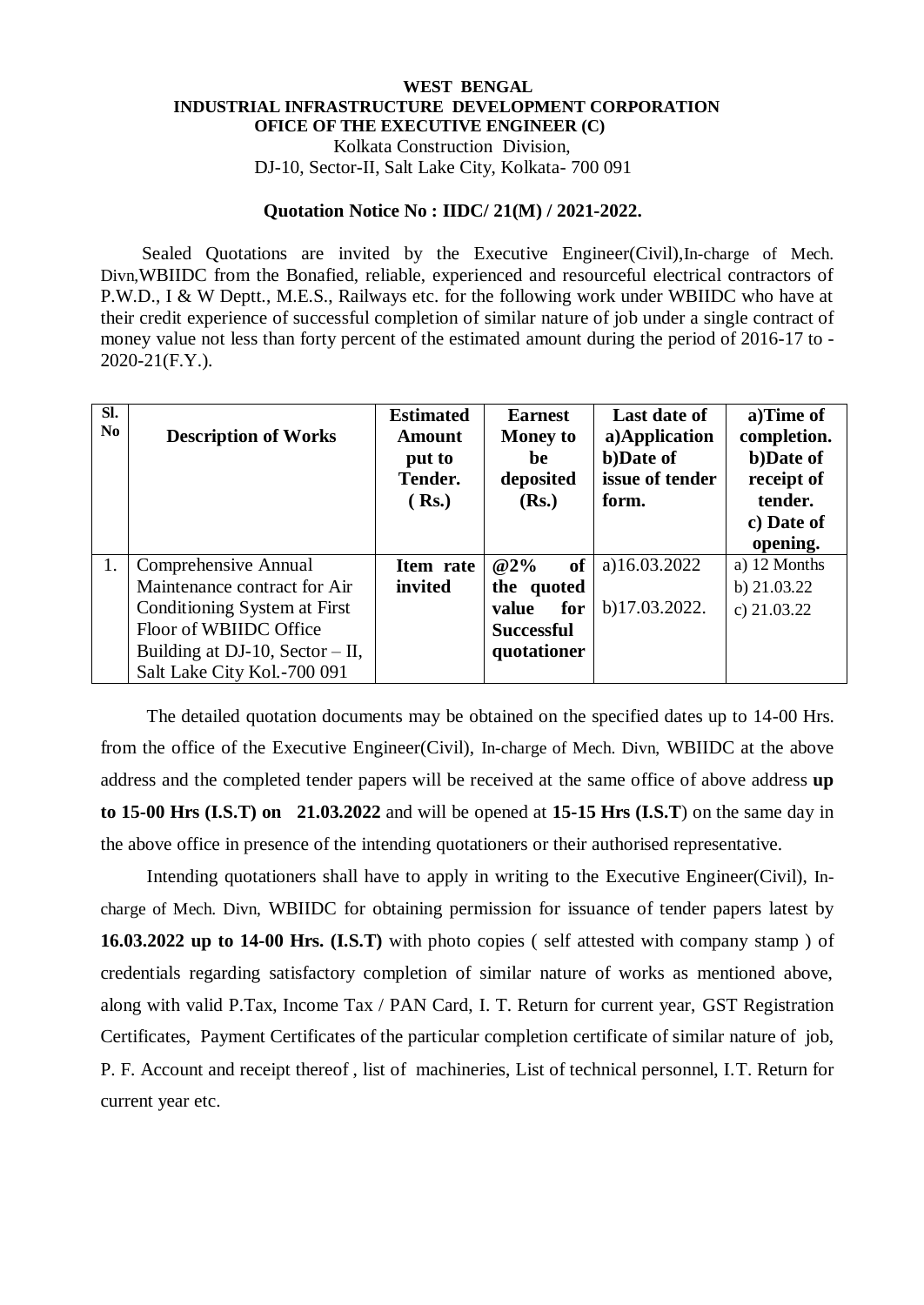**WEST BENGAL**
**INDUSTRIAL INFRASTRUCTURE DEVELOPMENT CORPORATION**
**OFICE OF THE EXECUTIVE ENGINEER (C)**
Kolkata Construction Division,
DJ-10, Sector-II, Salt Lake City, Kolkata- 700 091

**Quotation Notice No : IIDC/ 21(M) / 2021-2022.**

Sealed Quotations are invited by the Executive Engineer(Civil),In-charge of Mech. Divn,WBIIDC from the Bonafied, reliable, experienced and resourceful electrical contractors of P.W.D., I & W Deptt., M.E.S., Railways etc. for the following work under WBIIDC who have at their credit experience of successful completion of similar nature of job under a single contract of money value not less than forty percent of the estimated amount during the period of 2016-17 to - 2020-21(F.Y.).

| Sl. No | Description of Works | Estimated Amount put to Tender. ( Rs.) | Earnest Money to be deposited (Rs.) | Last date of a)Application b)Date of issue of tender form. | a)Time of completion. b)Date of receipt of tender. c) Date of opening. |
|---|---|---|---|---|---|
| 1. | Comprehensive Annual Maintenance contract for Air Conditioning System at First Floor of WBIIDC Office Building at DJ-10, Sector – II, Salt Lake City Kol.-700 091 | **Item rate invited** | **@2% of the quoted value for Successful quotationer** | a)16.03.2022 b)17.03.2022. | a) 12 Months b) 21.03.22 c) 21.03.22 |

The detailed quotation documents may be obtained on the specified dates up to 14-00 Hrs. from the office of the Executive Engineer(Civil), In-charge of Mech. Divn, WBIIDC at the above address and the completed tender papers will be received at the same office of above address **up to 15-00 Hrs (I.S.T) on 21.03.2022** and will be opened at **15-15 Hrs (I.S.T**) on the same day in the above office in presence of the intending quotationers or their authorised representative.

Intending quotationers shall have to apply in writing to the Executive Engineer(Civil), In-charge of Mech. Divn, WBIIDC for obtaining permission for issuance of tender papers latest by **16.03.2022 up to 14-00 Hrs. (I.S.T)** with photo copies ( self attested with company stamp ) of credentials regarding satisfactory completion of similar nature of works as mentioned above, along with valid P.Tax, Income Tax / PAN Card, I. T. Return for current year, GST Registration Certificates, Payment Certificates of the particular completion certificate of similar nature of job, P. F. Account and receipt thereof , list of machineries, List of technical personnel, I.T. Return for current year etc.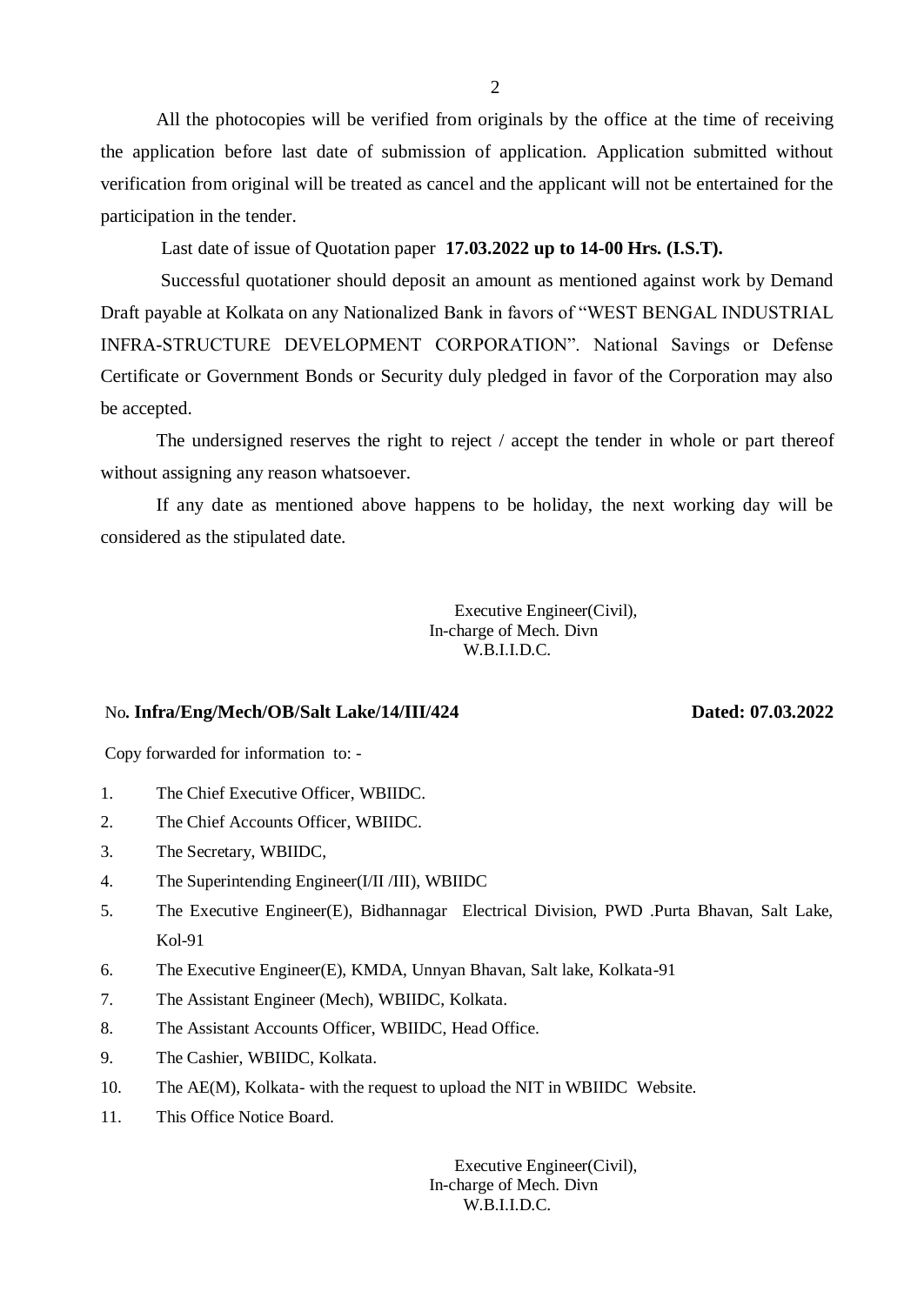All the photocopies will be verified from originals by the office at the time of receiving the application before last date of submission of application. Application submitted without verification from original will be treated as cancel and the applicant will not be entertained for the participation in the tender.

Last date of issue of Quotation paper **17.03.2022 up to 14-00 Hrs. (I.S.T).**

Successful quotationer should deposit an amount as mentioned against work by Demand Draft payable at Kolkata on any Nationalized Bank in favors of "WEST BENGAL INDUSTRIAL INFRA-STRUCTURE DEVELOPMENT CORPORATION". National Savings or Defense Certificate or Government Bonds or Security duly pledged in favor of the Corporation may also be accepted.

The undersigned reserves the right to reject / accept the tender in whole or part thereof without assigning any reason whatsoever.

If any date as mentioned above happens to be holiday, the next working day will be considered as the stipulated date.

Executive Engineer(Civil),
In-charge of Mech. Divn
W.B.I.I.D.C.

No**. Infra/Eng/Mech/OB/Salt Lake/14/III/424** **Dated: 07.03.2022**

Copy forwarded for information to: -

1. The Chief Executive Officer, WBIIDC.
2. The Chief Accounts Officer, WBIIDC.
3. The Secretary, WBIIDC,
4. The Superintending Engineer(I/II /III), WBIIDC
5. The Executive Engineer(E), Bidhannagar Electrical Division, PWD .Purta Bhavan, Salt Lake, Kol-91
6. The Executive Engineer(E), KMDA, Unnyan Bhavan, Salt lake, Kolkata-91
7. The Assistant Engineer (Mech), WBIIDC, Kolkata.
8. The Assistant Accounts Officer, WBIIDC, Head Office.
9. The Cashier, WBIIDC, Kolkata.
10. The AE(M), Kolkata- with the request to upload the NIT in WBIIDC Website.
11. This Office Notice Board.

Executive Engineer(Civil),
In-charge of Mech. Divn
W.B.I.I.D.C.